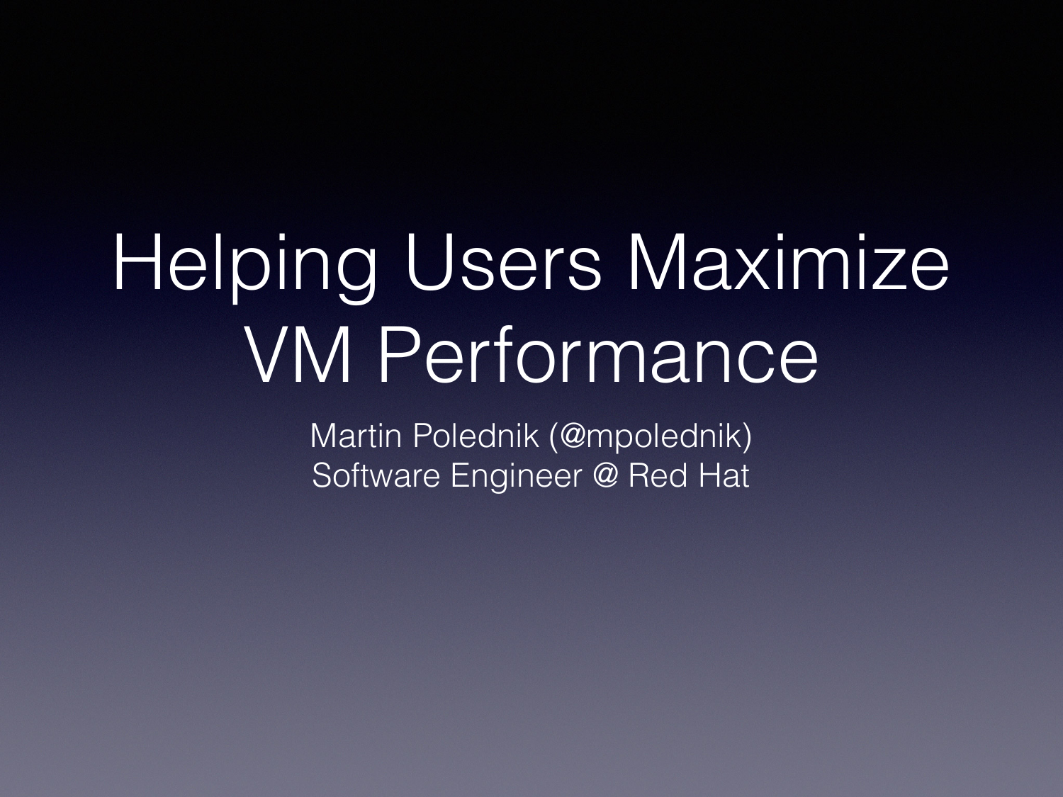# Helping Users Maximize VM Performance

Martin Polednik (@mpolednik)
Software Engineer @ Red Hat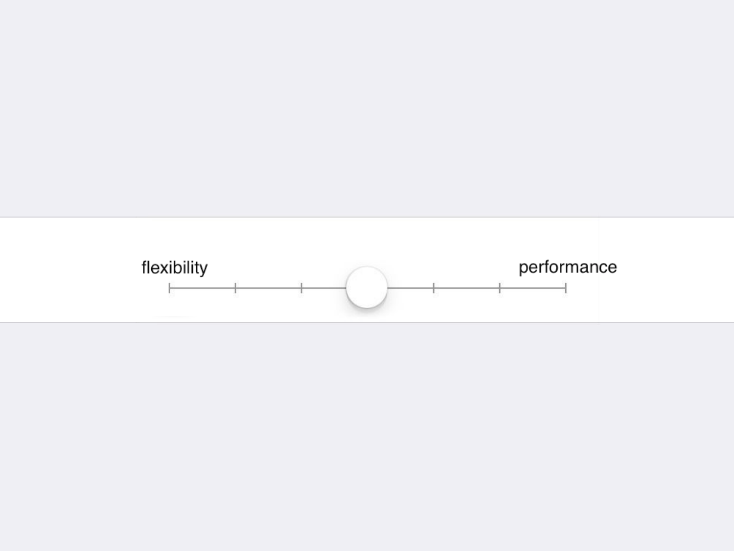flexibility

performance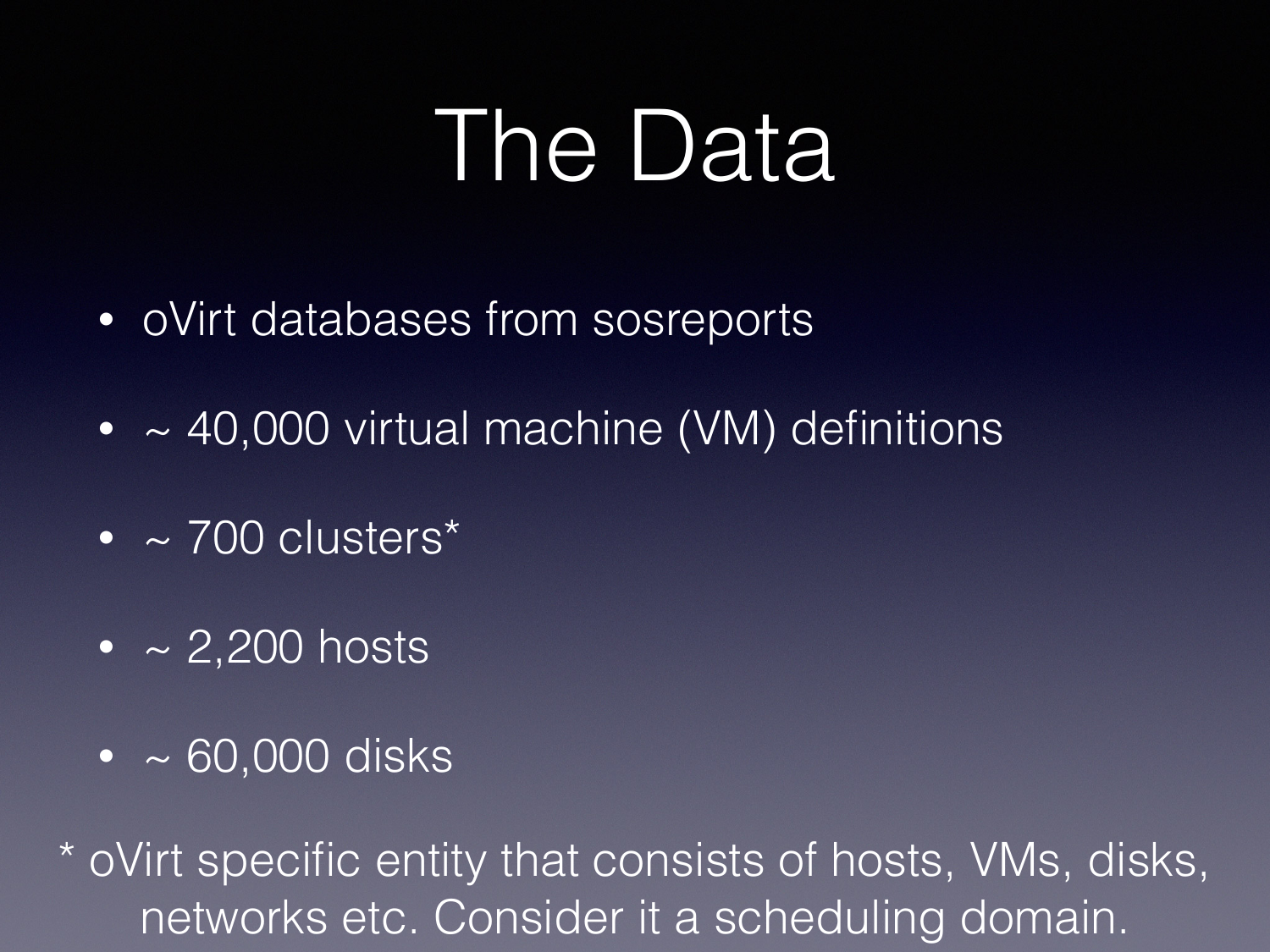# The Data

- oVirt databases from sosreports
- ~ 40,000 virtual machine (VM) definitions
- ~ 700 clusters*
- ~ 2,200 hosts
- ~ 60,000 disks

* oVirt specific entity that consists of hosts, VMs, disks, networks etc. Consider it a scheduling domain.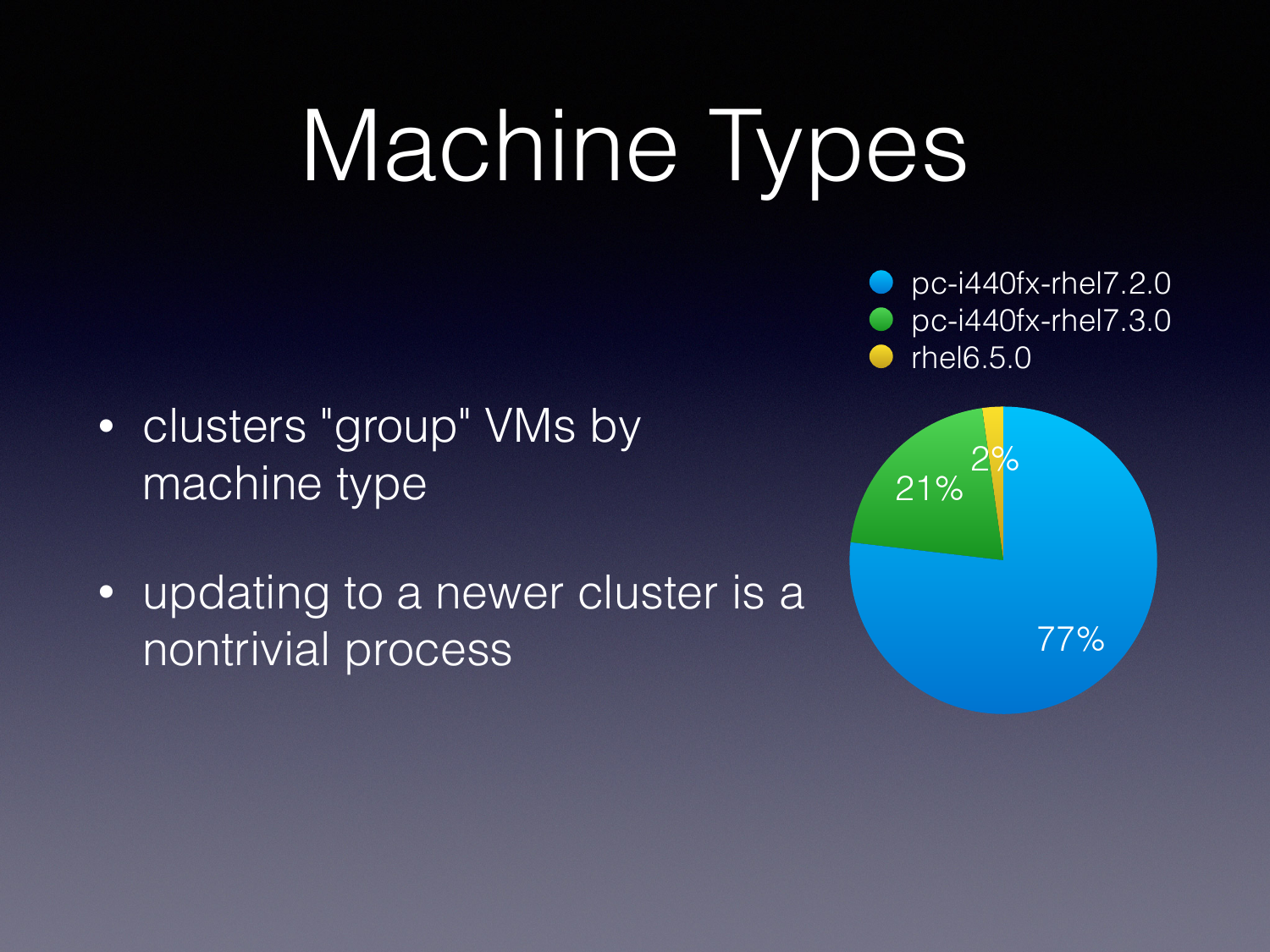# Machine Types

- clusters "group" VMs by machine type
- updating to a newer cluster is a nontrivial process

| Machine type | Share |
| --- | --- |
| pc-i440fx-rhel7.2.0 | 77% |
| pc-i440fx-rhel7.3.0 | 21% |
| rhel6.5.0 | 2% |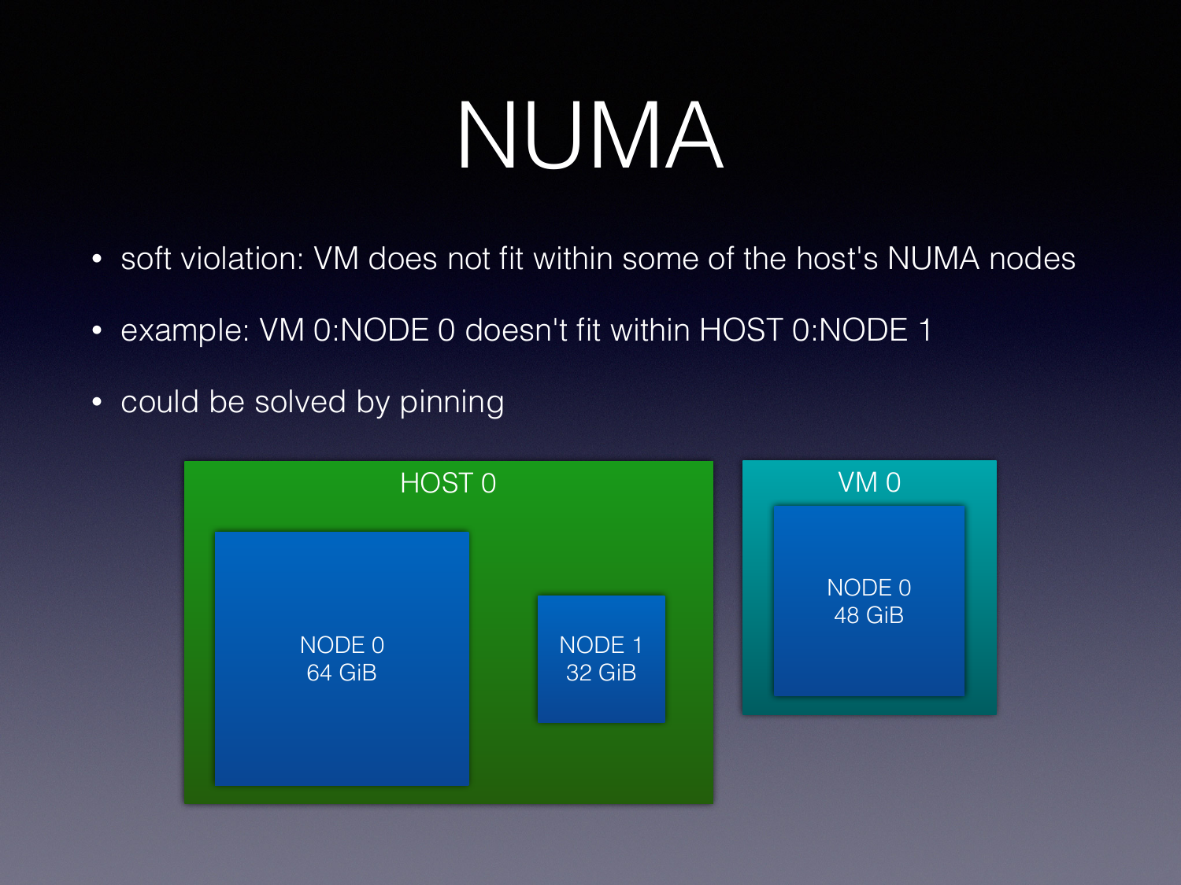# NUMA

- soft violation: VM does not fit within some of the host's NUMA nodes
- example: VM 0:NODE 0 doesn't fit within HOST 0:NODE 1
- could be solved by pinning

HOST 0

NODE 0
64 GiB

NODE 1
32 GiB

VM 0

NODE 0
48 GiB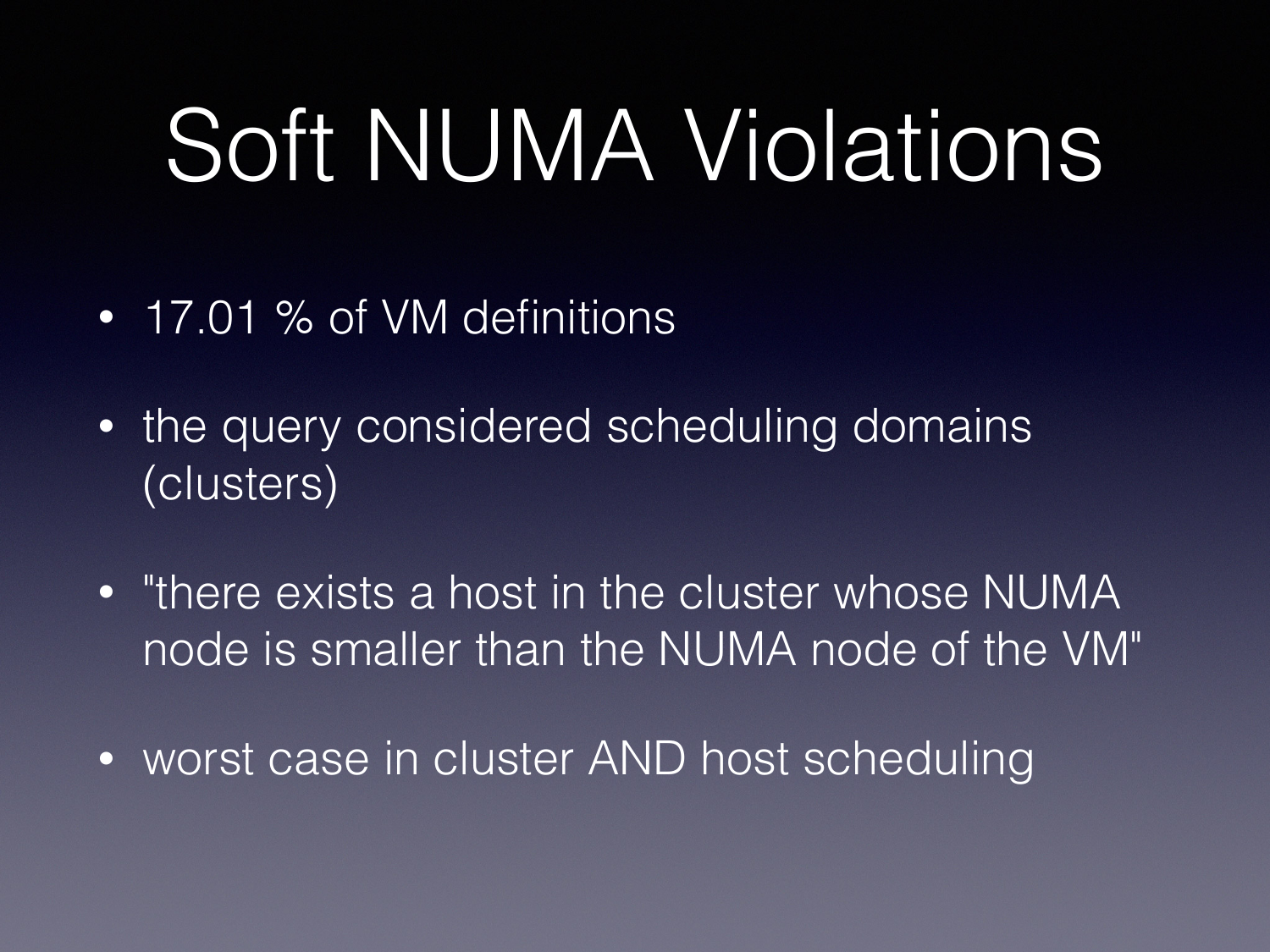# Soft NUMA Violations

- 17.01 % of VM definitions
- the query considered scheduling domains (clusters)
- "there exists a host in the cluster whose NUMA node is smaller than the NUMA node of the VM"
- worst case in cluster AND host scheduling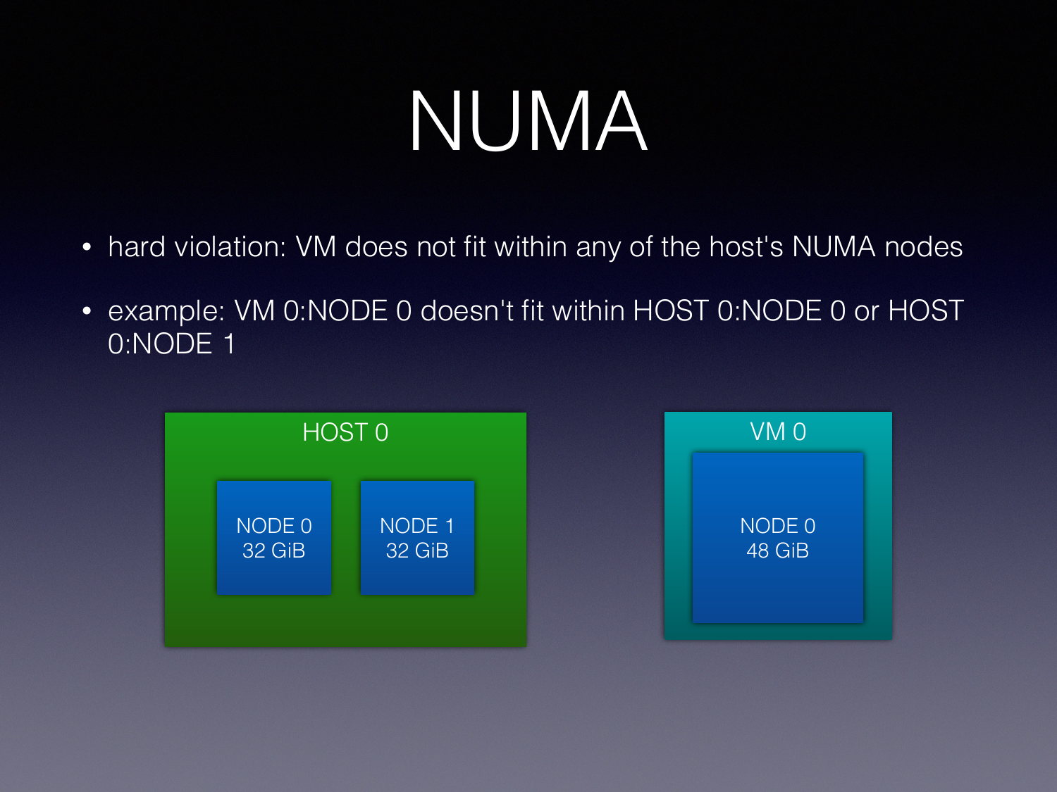# NUMA

- hard violation: VM does not fit within any of the host's NUMA nodes
- example: VM 0:NODE 0 doesn't fit within HOST 0:NODE 0 or HOST 0:NODE 1

HOST 0

NODE 0
32 GiB

NODE 1
32 GiB

VM 0

NODE 0
48 GiB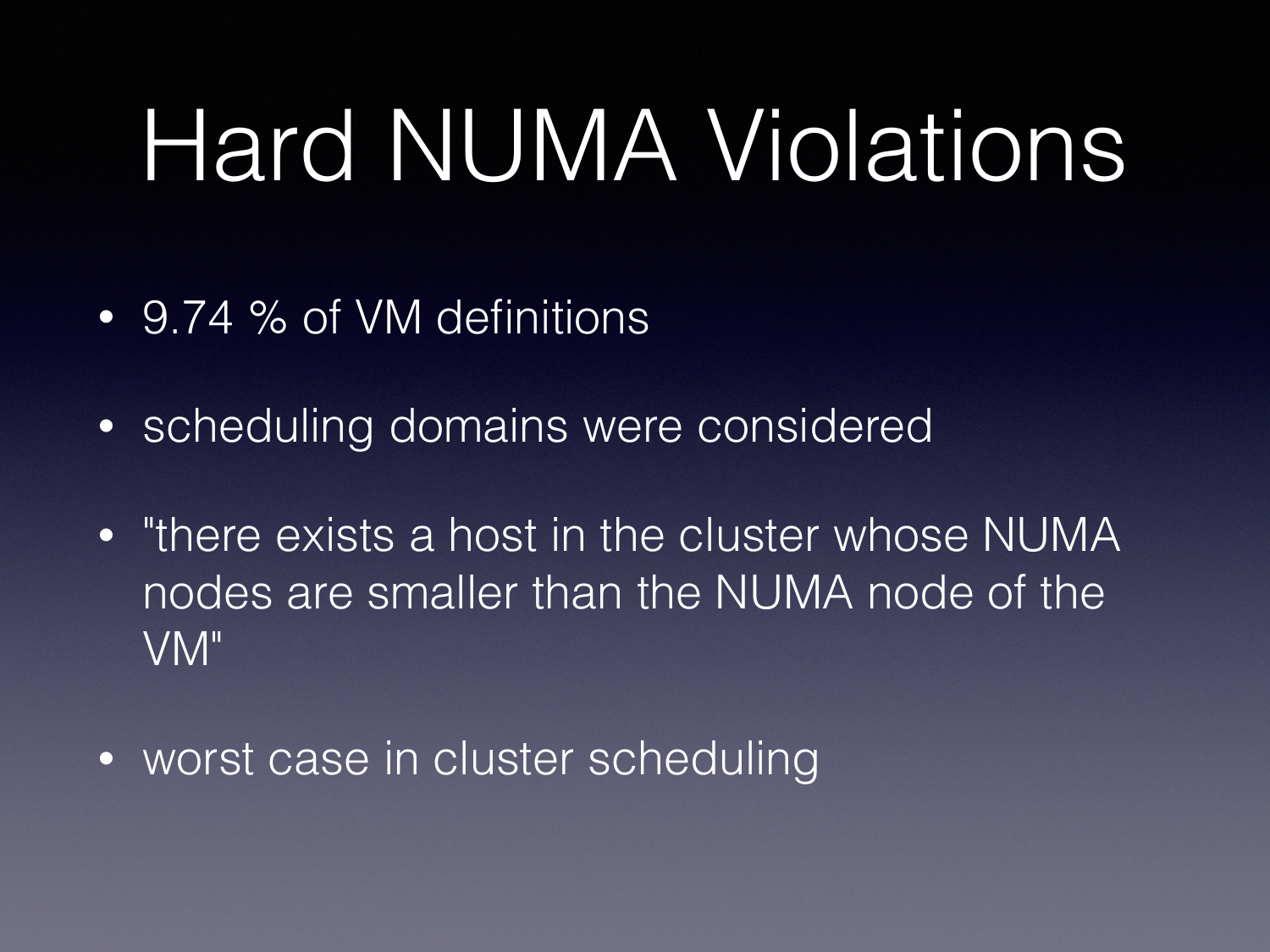# Hard NUMA Violations

- 9.74 % of VM definitions
- scheduling domains were considered
- "there exists a host in the cluster whose NUMA nodes are smaller than the NUMA node of the VM"
- worst case in cluster scheduling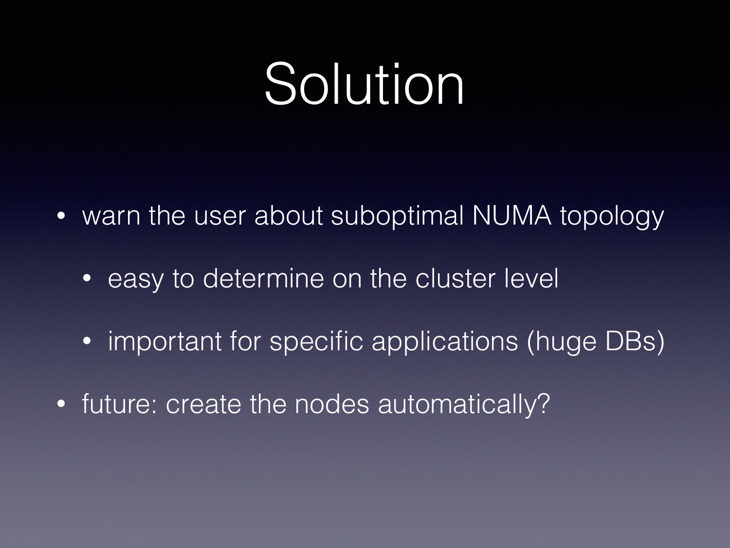# Solution

- warn the user about suboptimal NUMA topology
  - easy to determine on the cluster level
  - important for specific applications (huge DBs)
- future: create the nodes automatically?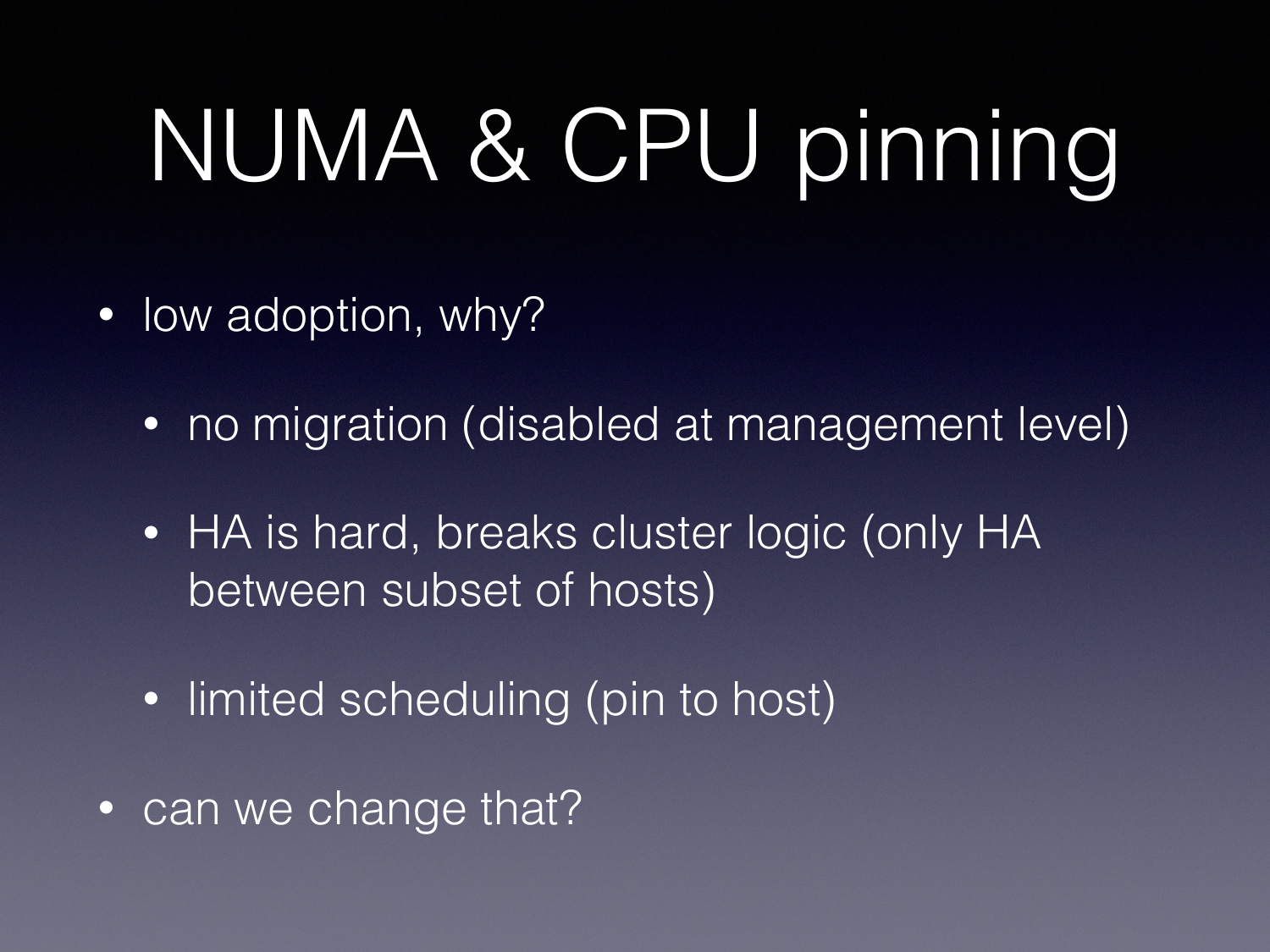# NUMA & CPU pinning

- low adoption, why?
  - no migration (disabled at management level)
  - HA is hard, breaks cluster logic (only HA between subset of hosts)
  - limited scheduling (pin to host)
- can we change that?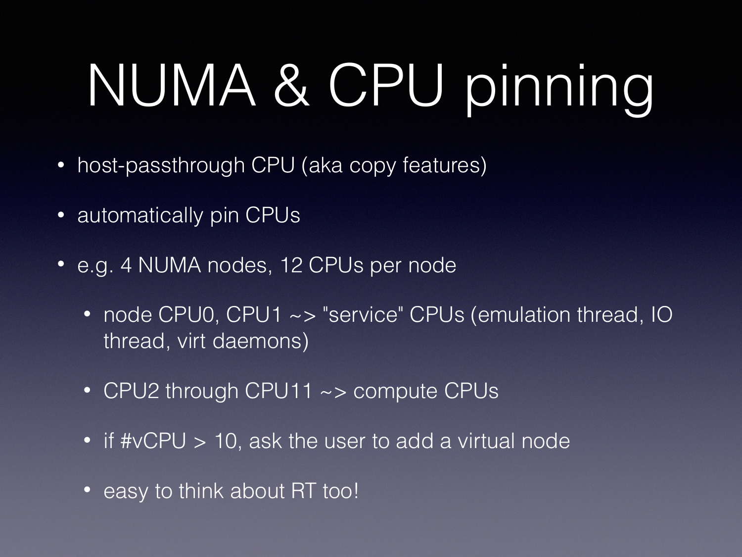# NUMA & CPU pinning

- host-passthrough CPU (aka copy features)
- automatically pin CPUs
- e.g. 4 NUMA nodes, 12 CPUs per node
  - node CPU0, CPU1 ~> "service" CPUs (emulation thread, IO thread, virt daemons)
  - CPU2 through CPU11 ~> compute CPUs
  - if #vCPU > 10, ask the user to add a virtual node
  - easy to think about RT too!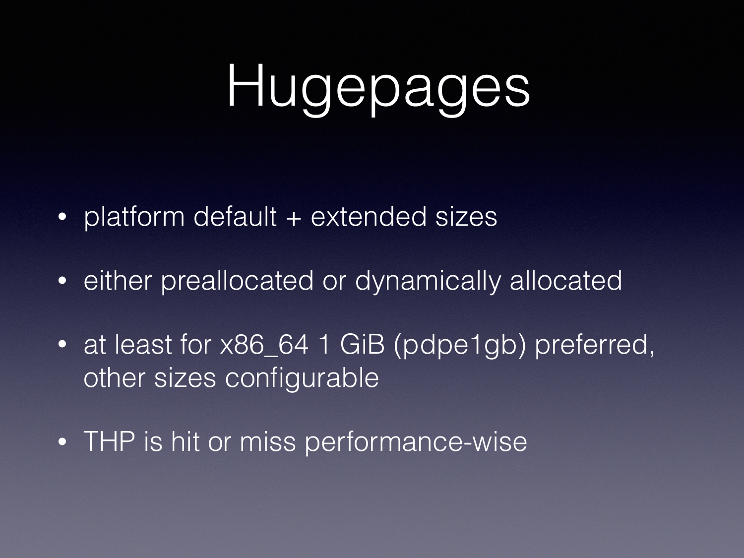# Hugepages

- platform default + extended sizes
- either preallocated or dynamically allocated
- at least for x86_64 1 GiB (pdpe1gb) preferred, other sizes configurable
- THP is hit or miss performance-wise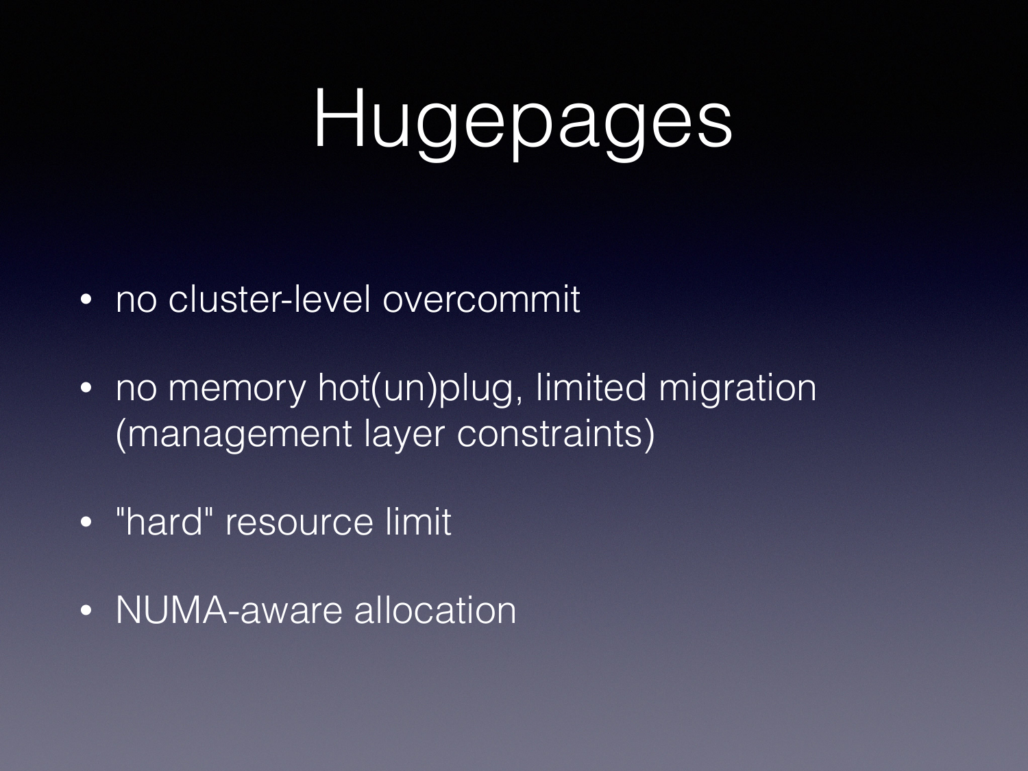# Hugepages

- no cluster-level overcommit
- no memory hot(un)plug, limited migration (management layer constraints)
- "hard" resource limit
- NUMA-aware allocation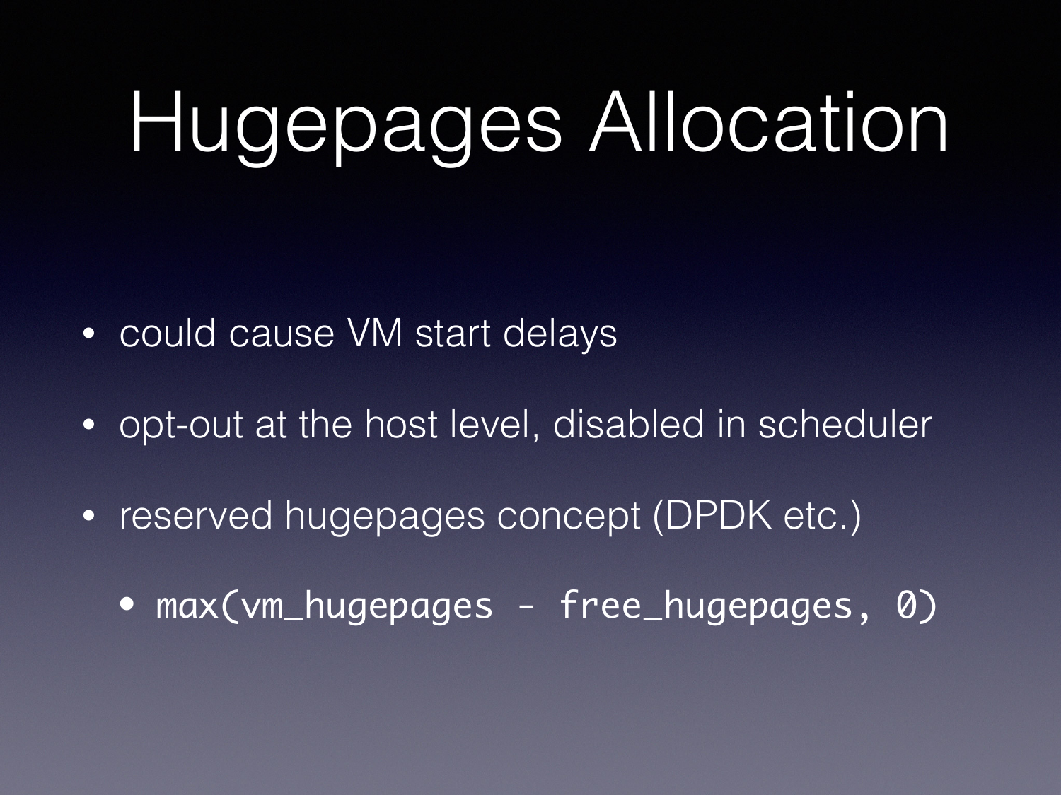# Hugepages Allocation

- could cause VM start delays
- opt-out at the host level, disabled in scheduler
- reserved hugepages concept (DPDK etc.)
  - `max(vm_hugepages - free_hugepages, 0)`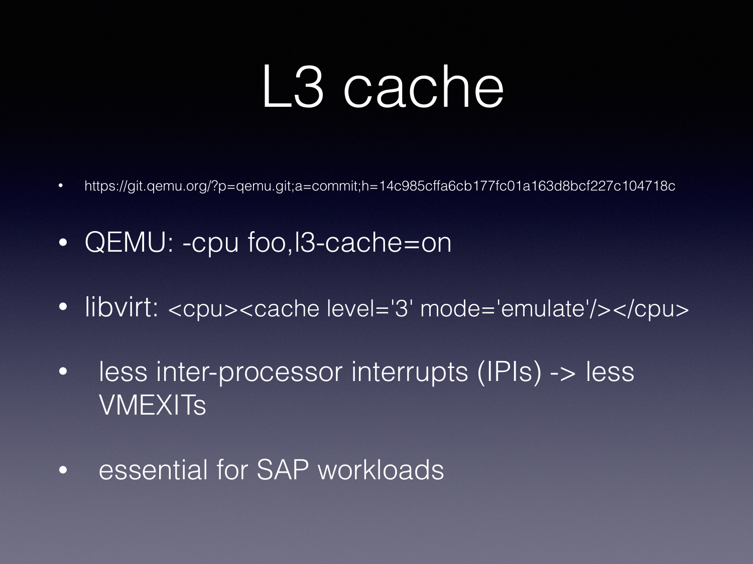# L3 cache

- https://git.qemu.org/?p=qemu.git;a=commit;h=14c985cffa6cb177fc01a163d8bcf227c104718c
- QEMU: -cpu foo,l3-cache=on
- libvirt: <cpu><cache level='3' mode='emulate'/></cpu>
- less inter-processor interrupts (IPIs) -> less VMEXITs
- essential for SAP workloads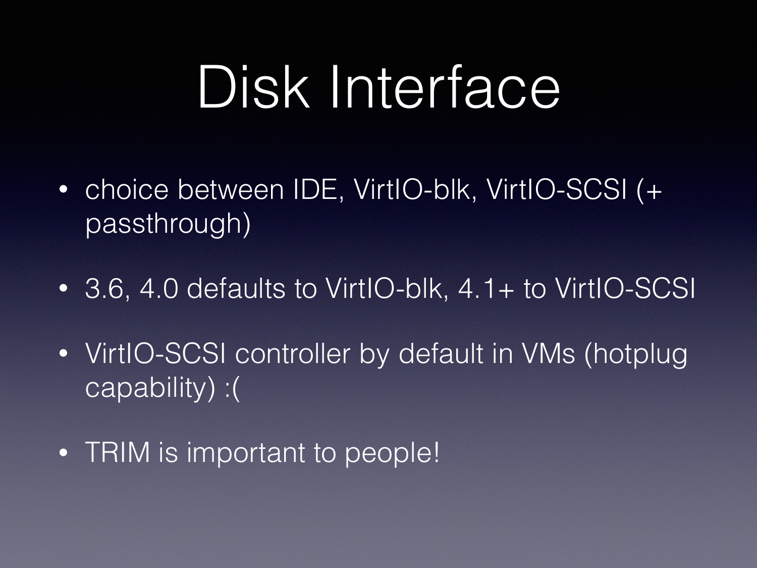# Disk Interface

- choice between IDE, VirtIO-blk, VirtIO-SCSI (+ passthrough)
- 3.6, 4.0 defaults to VirtIO-blk, 4.1+ to VirtIO-SCSI
- VirtIO-SCSI controller by default in VMs (hotplug capability) :(
- TRIM is important to people!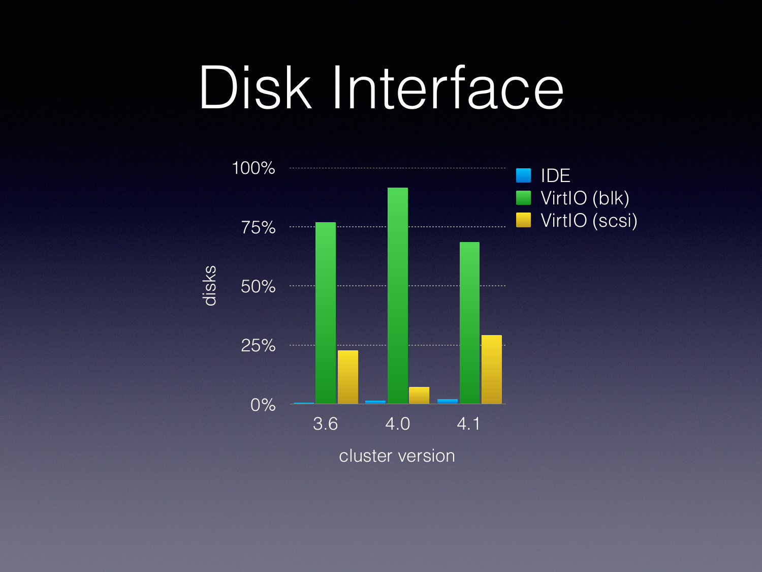# Disk Interface

100%

75%

50%

25%

0%

disks

3.6 4.0 4.1

cluster version

- IDE
- VirtIO (blk)
- VirtIO (scsi)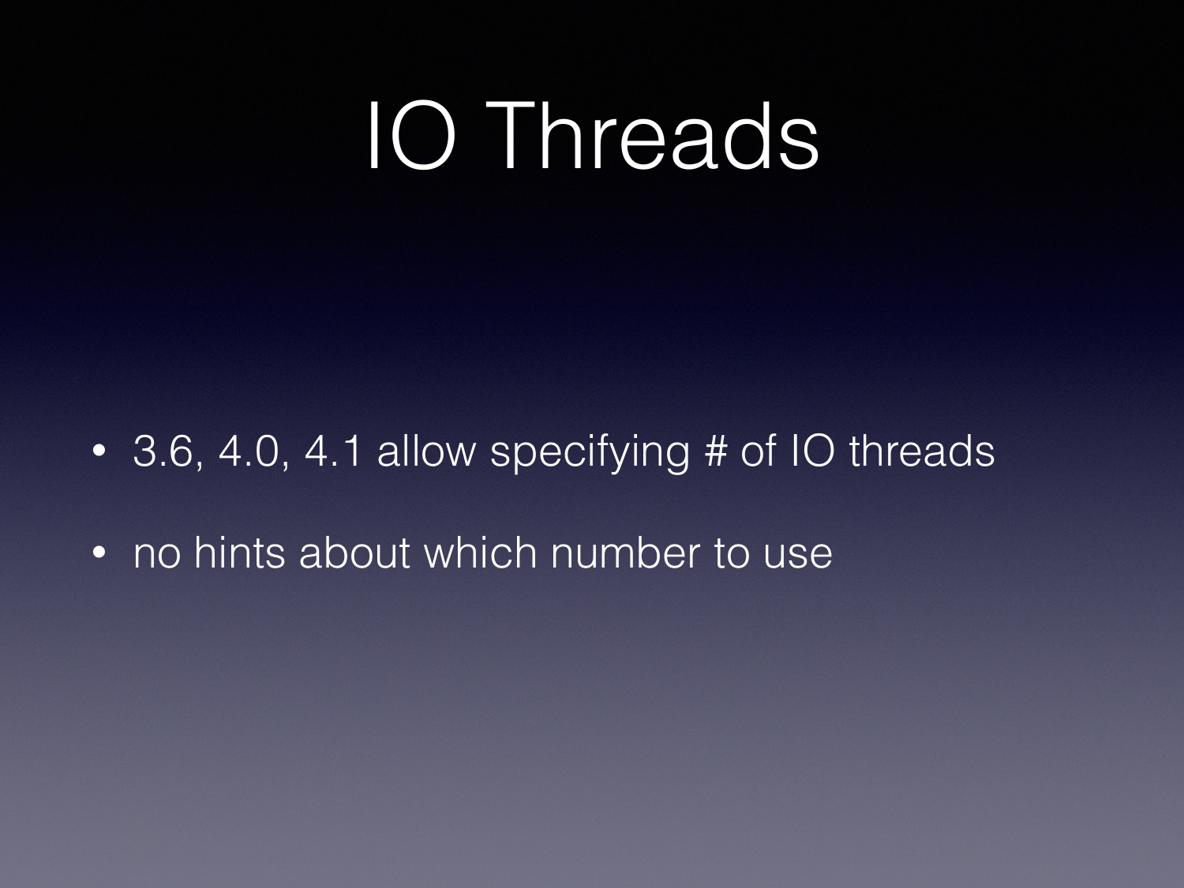# IO Threads

- 3.6, 4.0, 4.1 allow specifying # of IO threads
- no hints about which number to use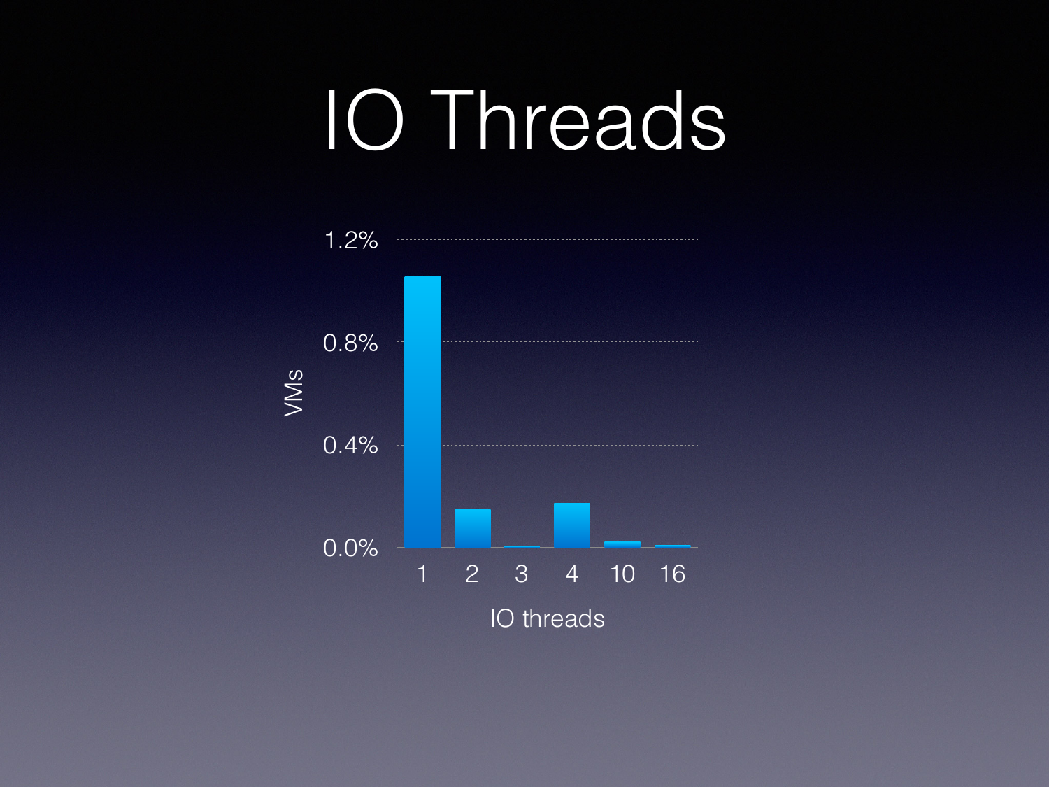# IO Threads

VMs

1.2%

0.8%

0.4%

0.0%

1 2 3 4 10 16

IO threads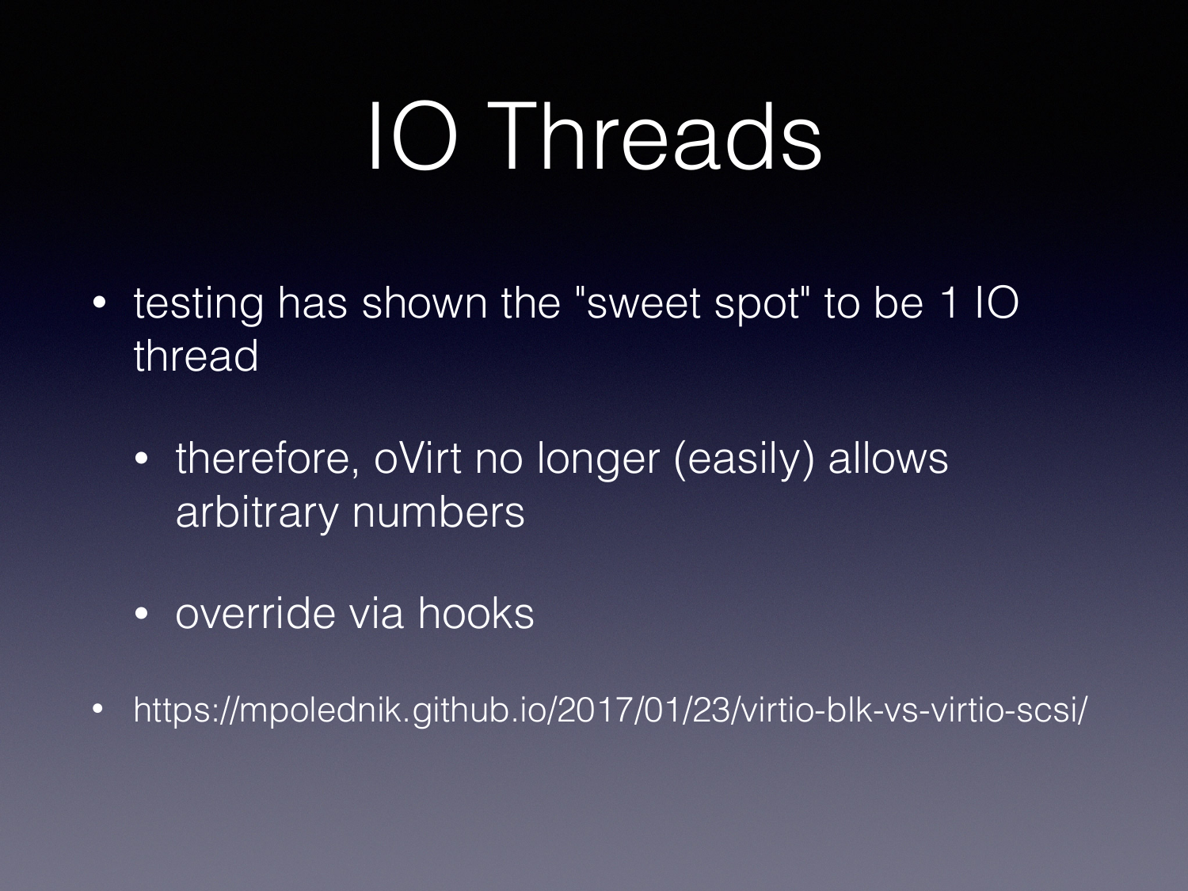# IO Threads

- testing has shown the "sweet spot" to be 1 IO thread
  - therefore, oVirt no longer (easily) allows arbitrary numbers
  - override via hooks
- https://mpolednik.github.io/2017/01/23/virtio-blk-vs-virtio-scsi/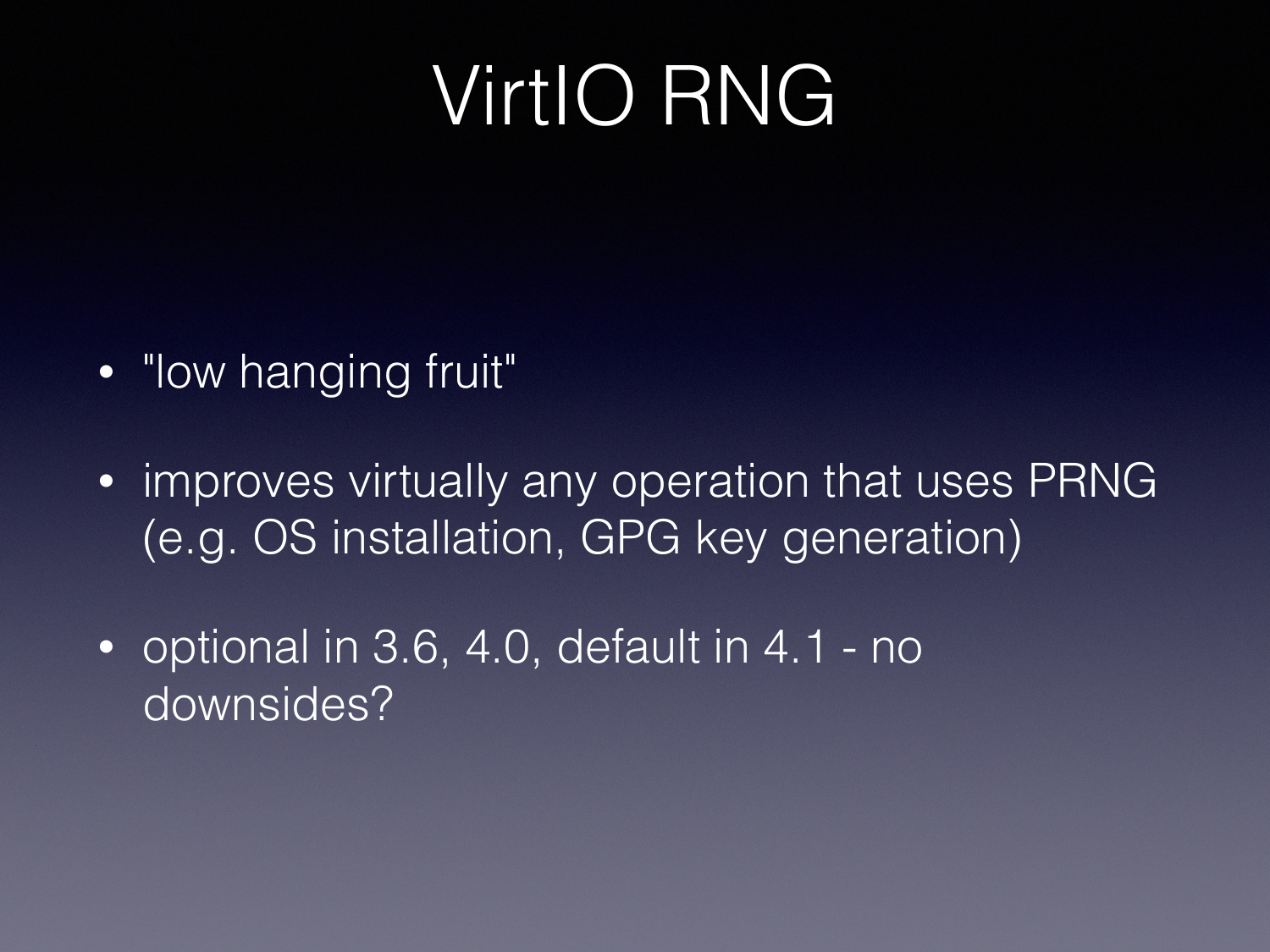# VirtIO RNG

- "low hanging fruit"
- improves virtually any operation that uses PRNG (e.g. OS installation, GPG key generation)
- optional in 3.6, 4.0, default in 4.1 - no downsides?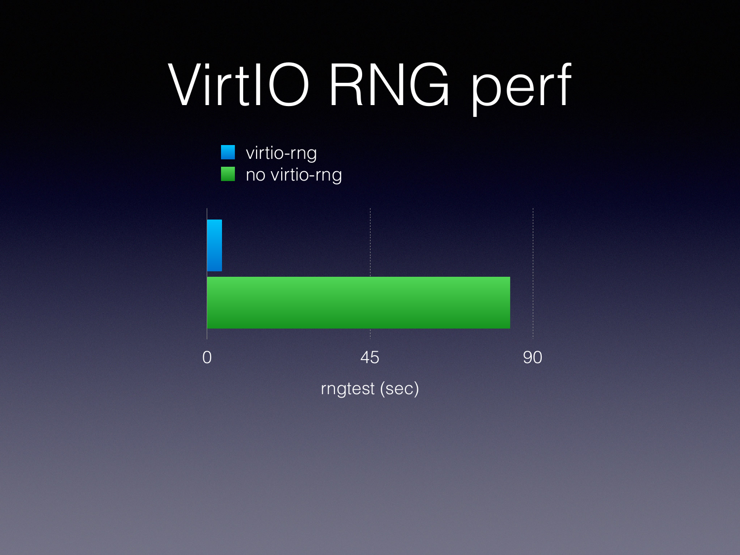# VirtIO RNG perf

- virtio-rng
- no virtio-rng

0 | 45 | 90

rngtest (sec)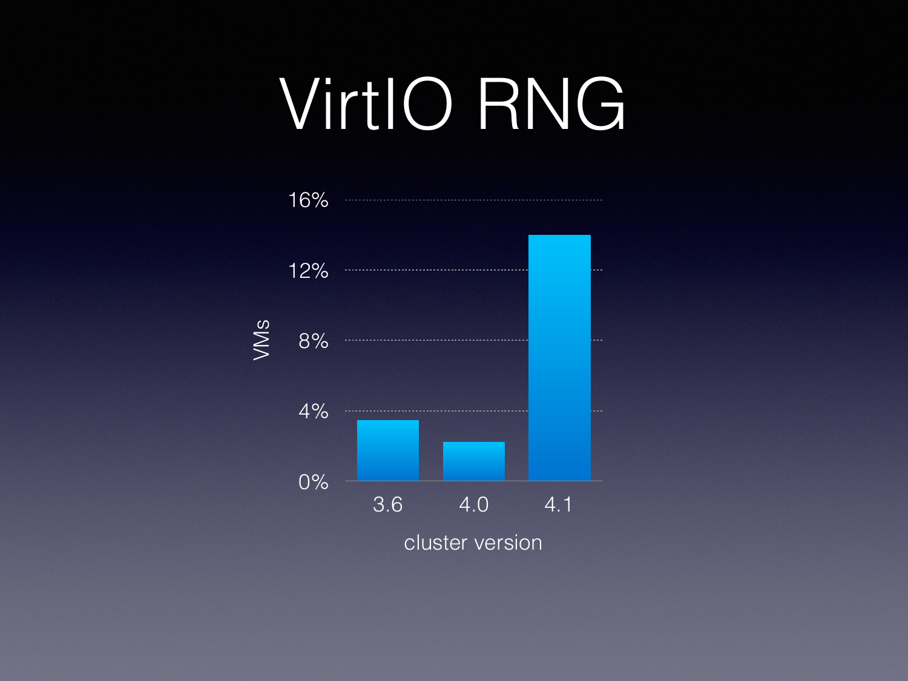# VirtIO RNG

VMs

16%

12%

8%

4%

0%

3.6 4.0 4.1

cluster version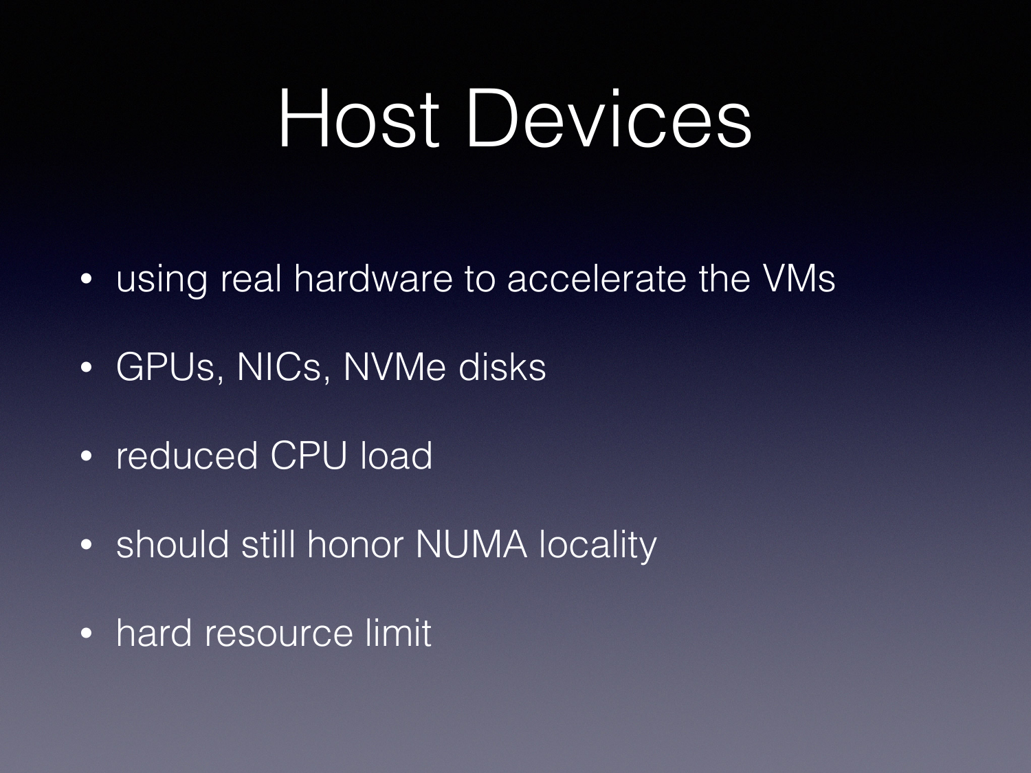# Host Devices

- using real hardware to accelerate the VMs
- GPUs, NICs, NVMe disks
- reduced CPU load
- should still honor NUMA locality
- hard resource limit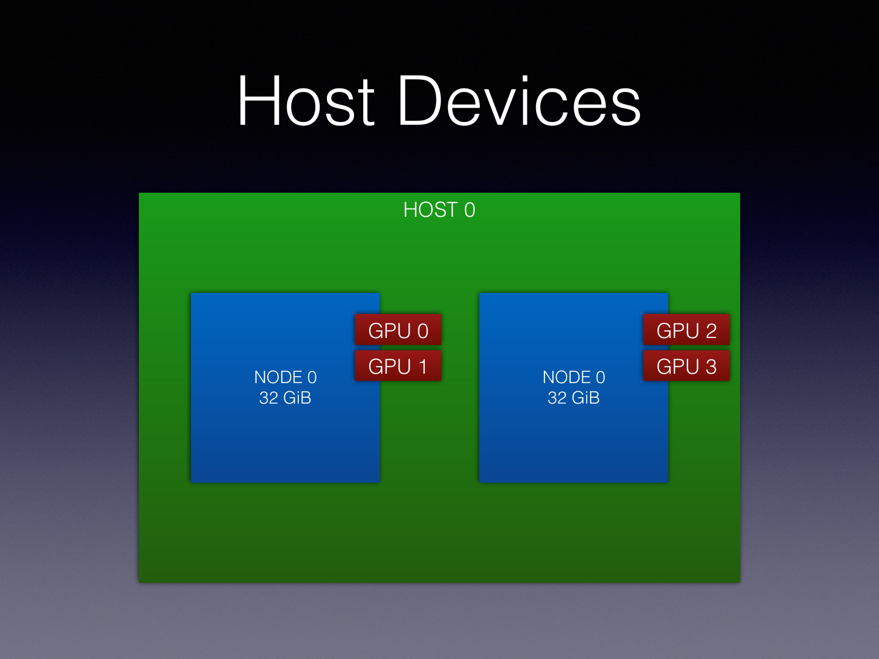# Host Devices

HOST 0

NODE 0
32 GiB

GPU 0

GPU 1

NODE 0
32 GiB

GPU 2

GPU 3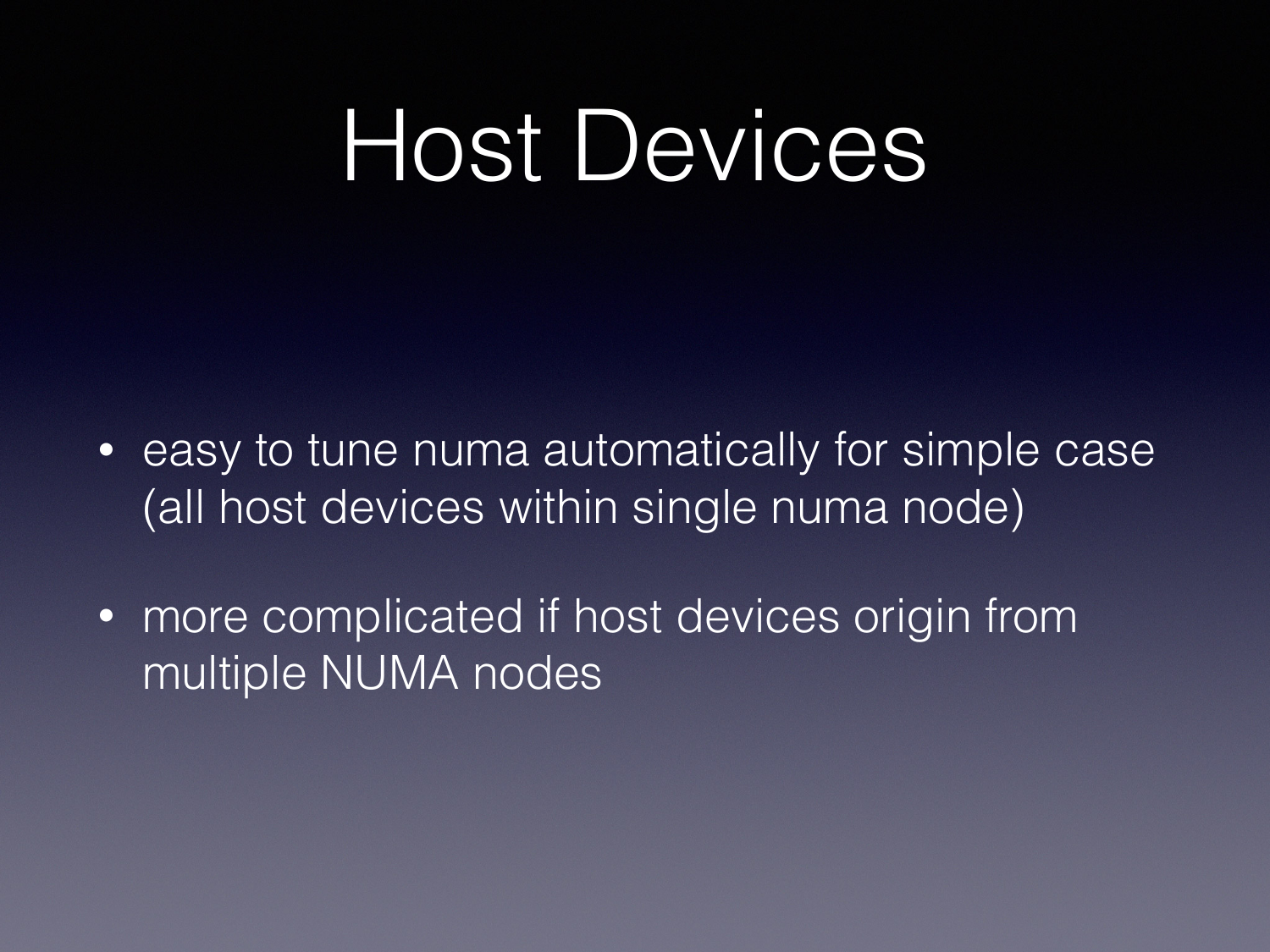# Host Devices

- easy to tune numa automatically for simple case (all host devices within single numa node)
- more complicated if host devices origin from multiple NUMA nodes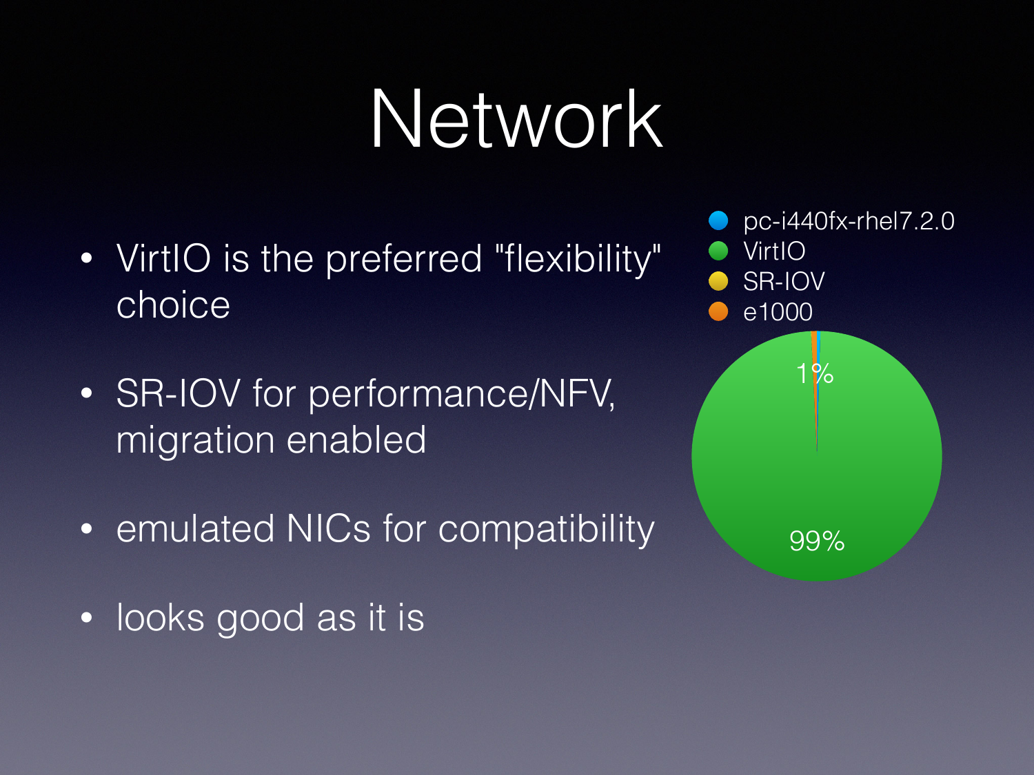# Network

- VirtIO is the preferred "flexibility" choice
- SR-IOV for performance/NFV, migration enabled
- emulated NICs for compatibility
- looks good as it is

- pc-i440fx-rhel7.2.0
- VirtIO
- SR-IOV
- e1000

1%

99%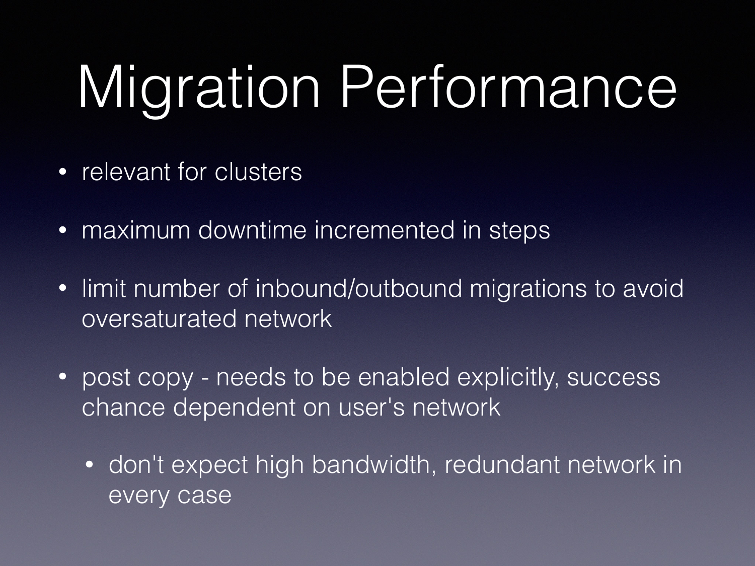# Migration Performance

- relevant for clusters
- maximum downtime incremented in steps
- limit number of inbound/outbound migrations to avoid oversaturated network
- post copy - needs to be enabled explicitly, success chance dependent on user's network
  - don't expect high bandwidth, redundant network in every case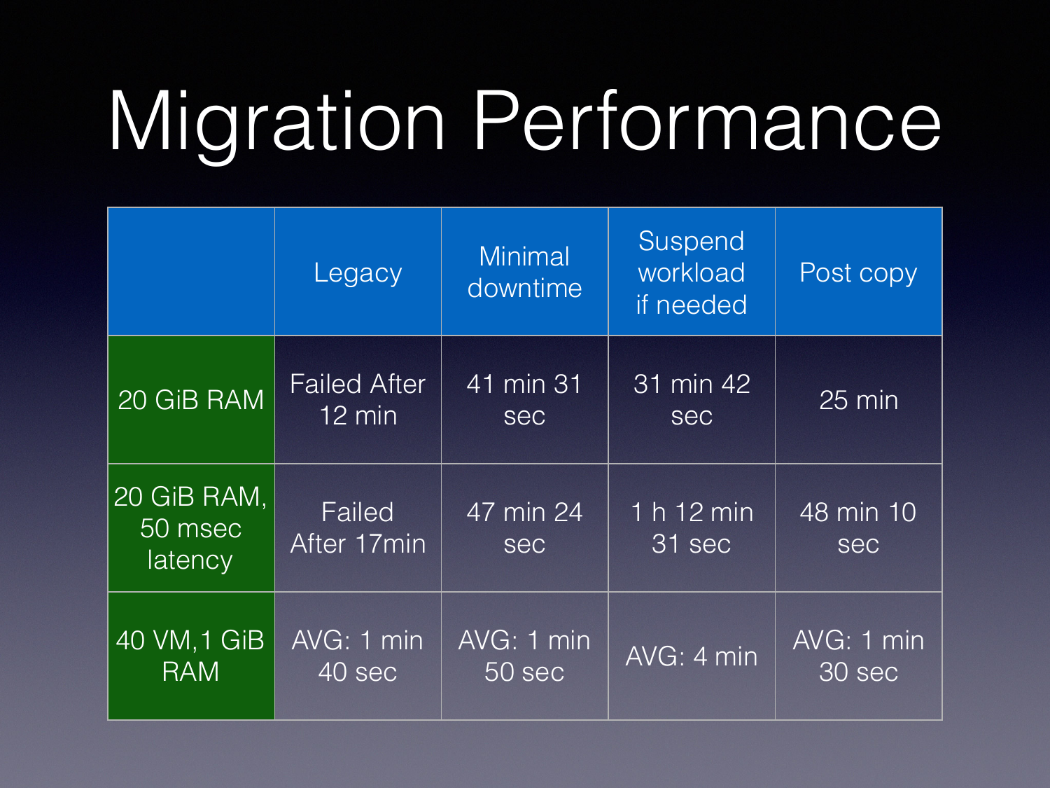# Migration Performance

| | Legacy | Minimal downtime | Suspend workload if needed | Post copy |
|---|---|---|---|---|
| 20 GiB RAM | Failed After 12 min | 41 min 31 sec | 31 min 42 sec | 25 min |
| 20 GiB RAM, 50 msec latency | Failed After 17min | 47 min 24 sec | 1 h 12 min 31 sec | 48 min 10 sec |
| 40 VM,1 GiB RAM | AVG: 1 min 40 sec | AVG: 1 min 50 sec | AVG: 4 min | AVG: 1 min 30 sec |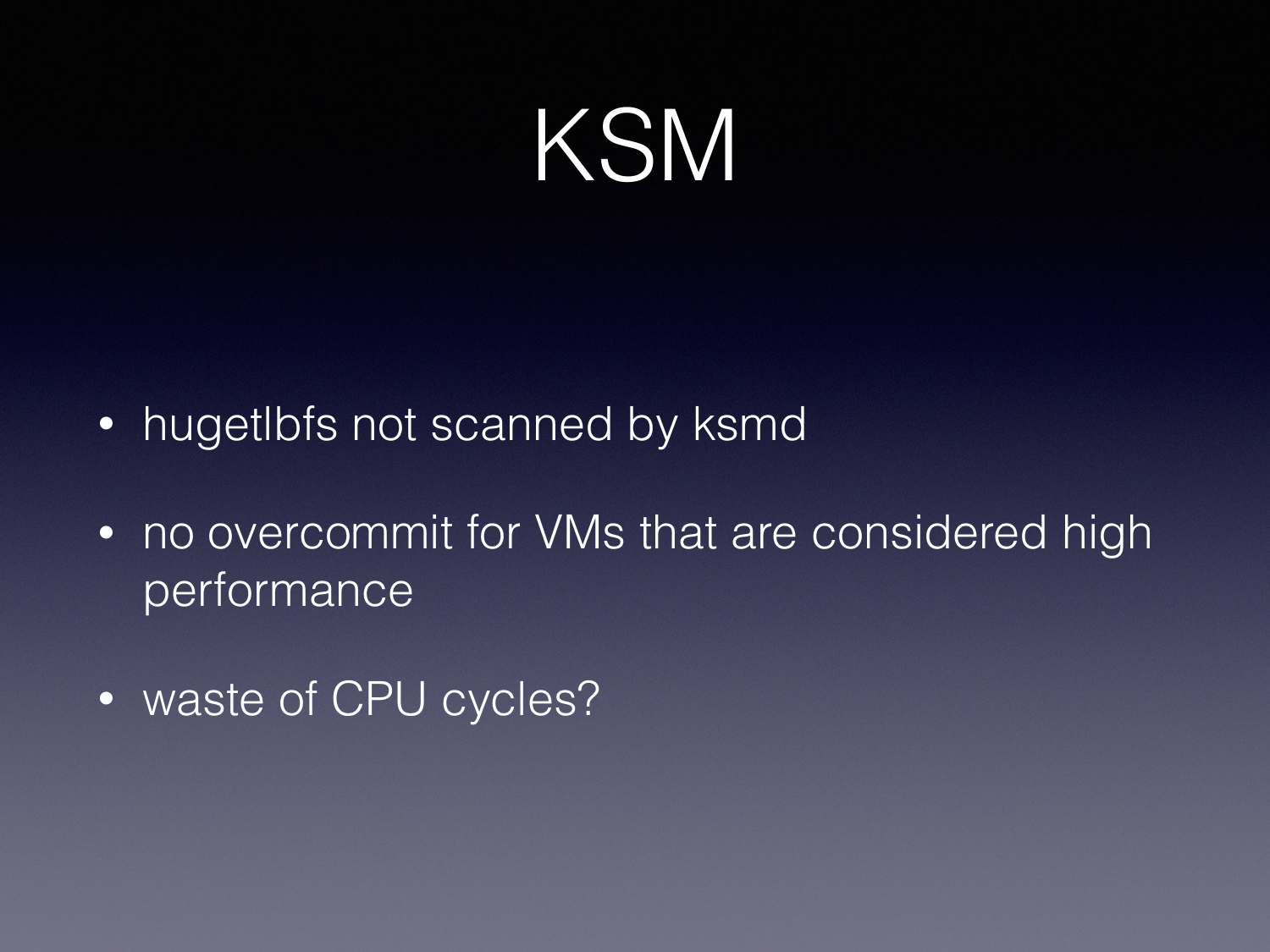# KSM

- hugetlbfs not scanned by ksmd
- no overcommit for VMs that are considered high performance
- waste of CPU cycles?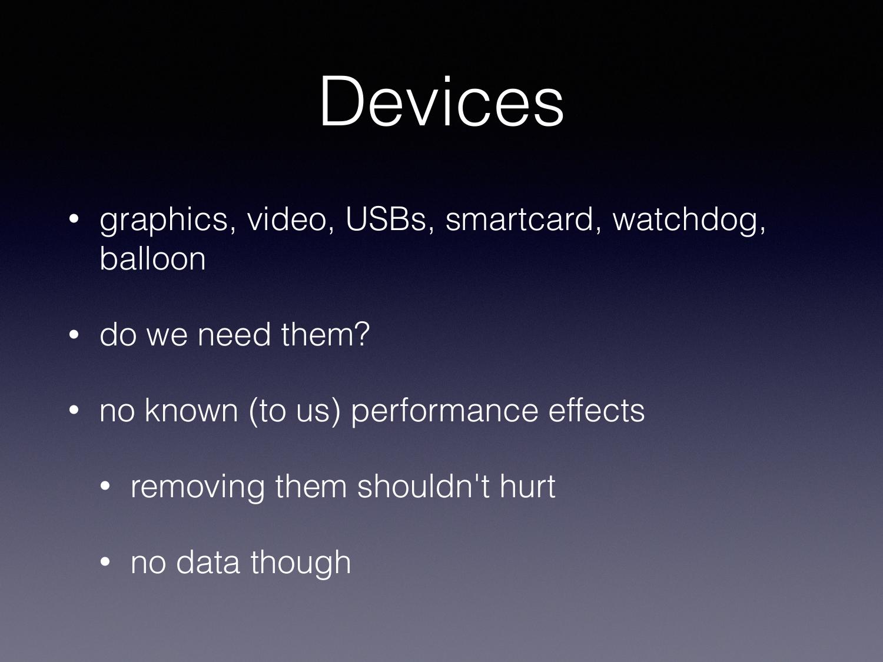# Devices

- graphics, video, USBs, smartcard, watchdog, balloon
- do we need them?
- no known (to us) performance effects
  - removing them shouldn't hurt
  - no data though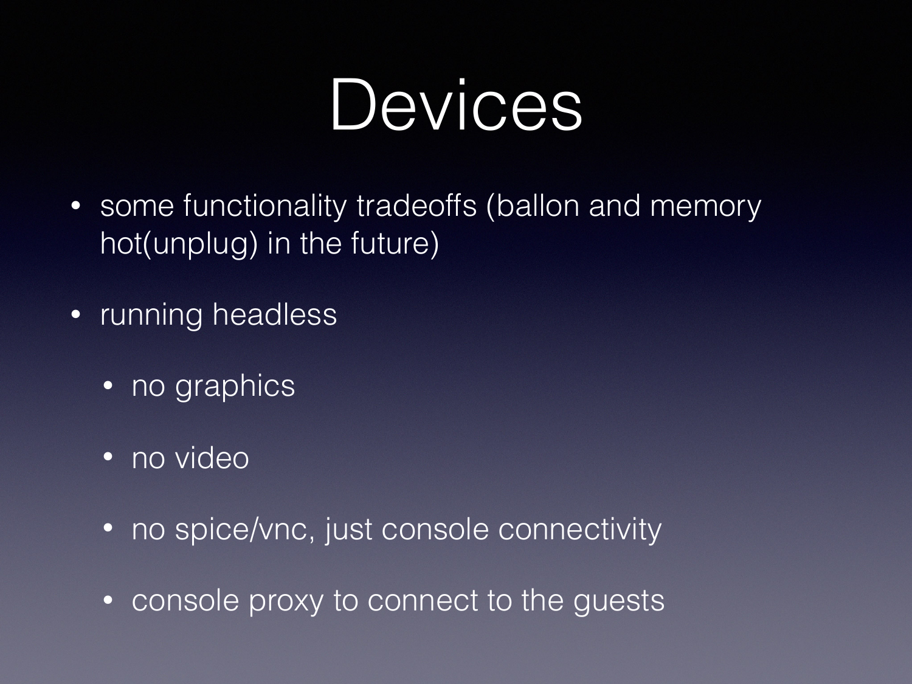# Devices

- some functionality tradeoffs (ballon and memory hot(unplug) in the future)
- running headless
  - no graphics
  - no video
  - no spice/vnc, just console connectivity
  - console proxy to connect to the guests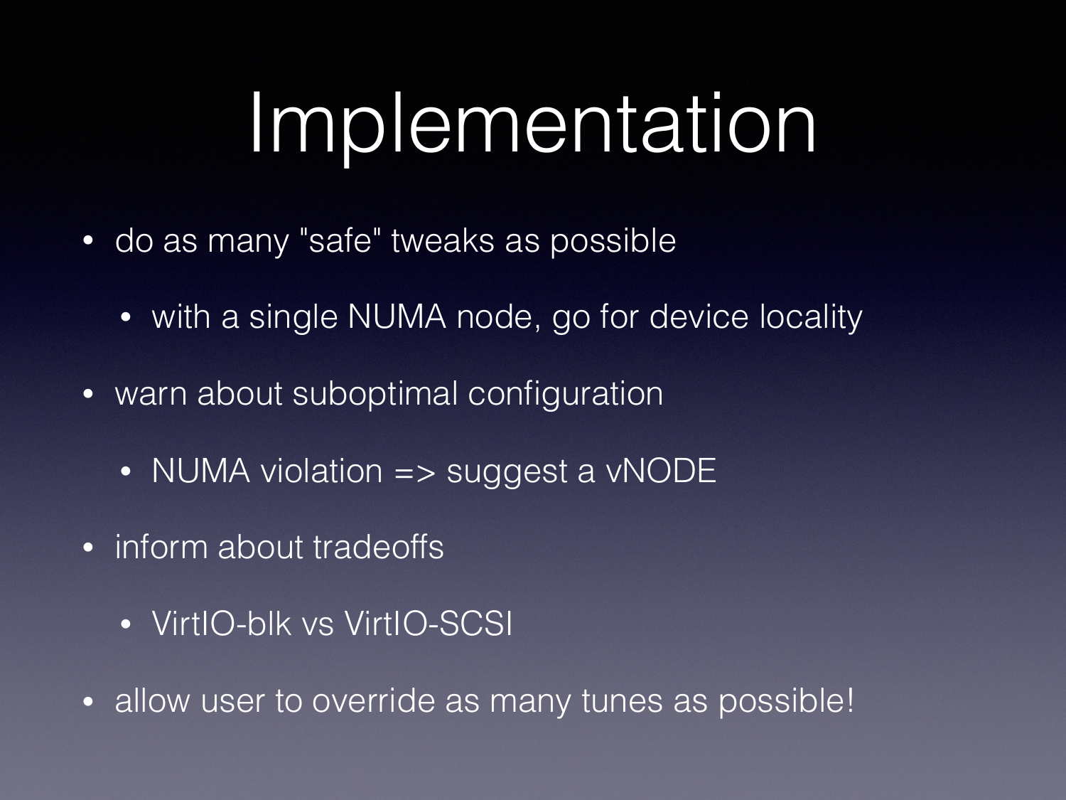# Implementation

- do as many "safe" tweaks as possible
  - with a single NUMA node, go for device locality
- warn about suboptimal configuration
  - NUMA violation => suggest a vNODE
- inform about tradeoffs
  - VirtIO-blk vs VirtIO-SCSI
- allow user to override as many tunes as possible!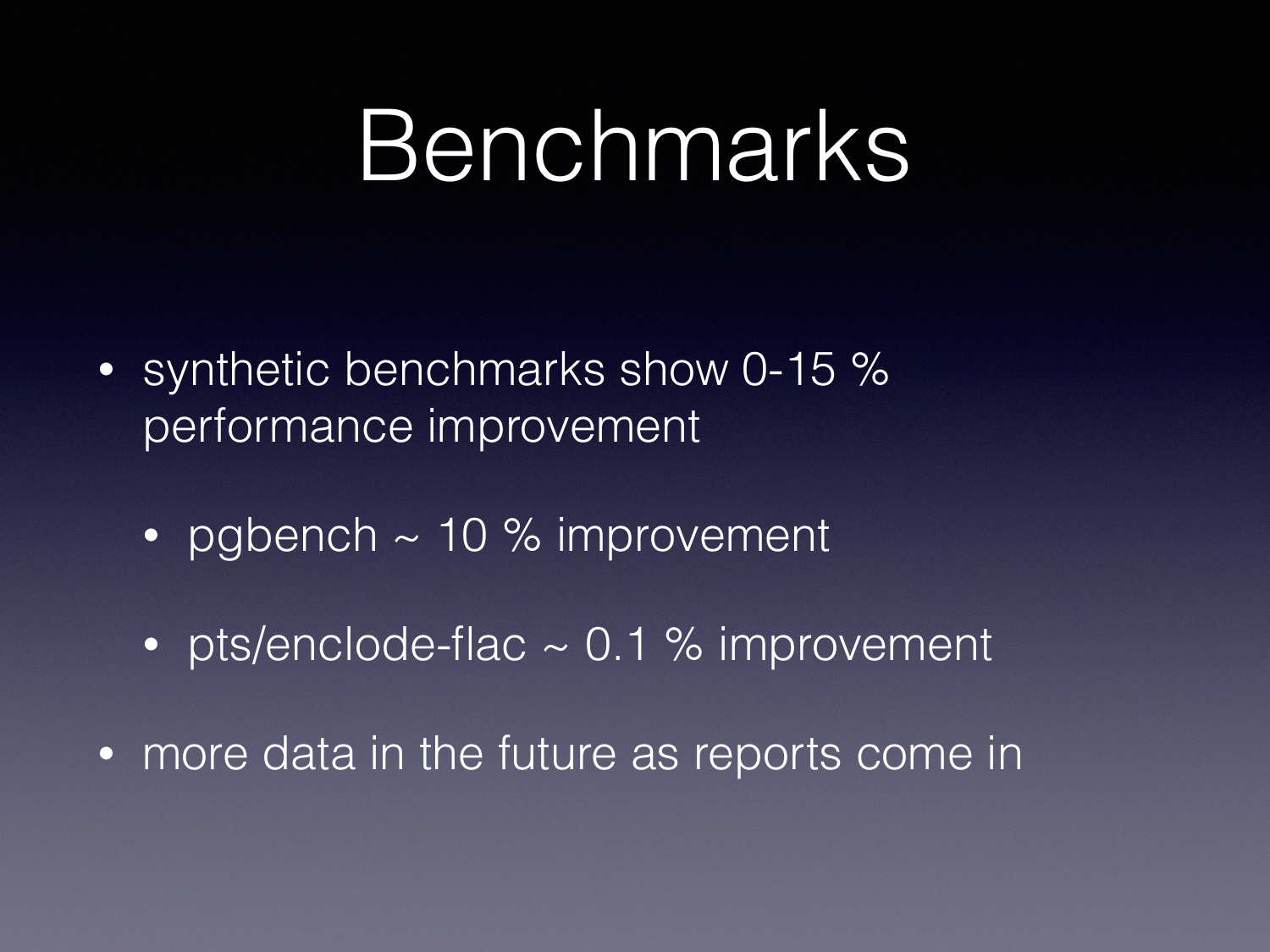# Benchmarks

- synthetic benchmarks show 0-15 % performance improvement
  - pgbench ~ 10 % improvement
  - pts/enclode-flac ~ 0.1 % improvement
- more data in the future as reports come in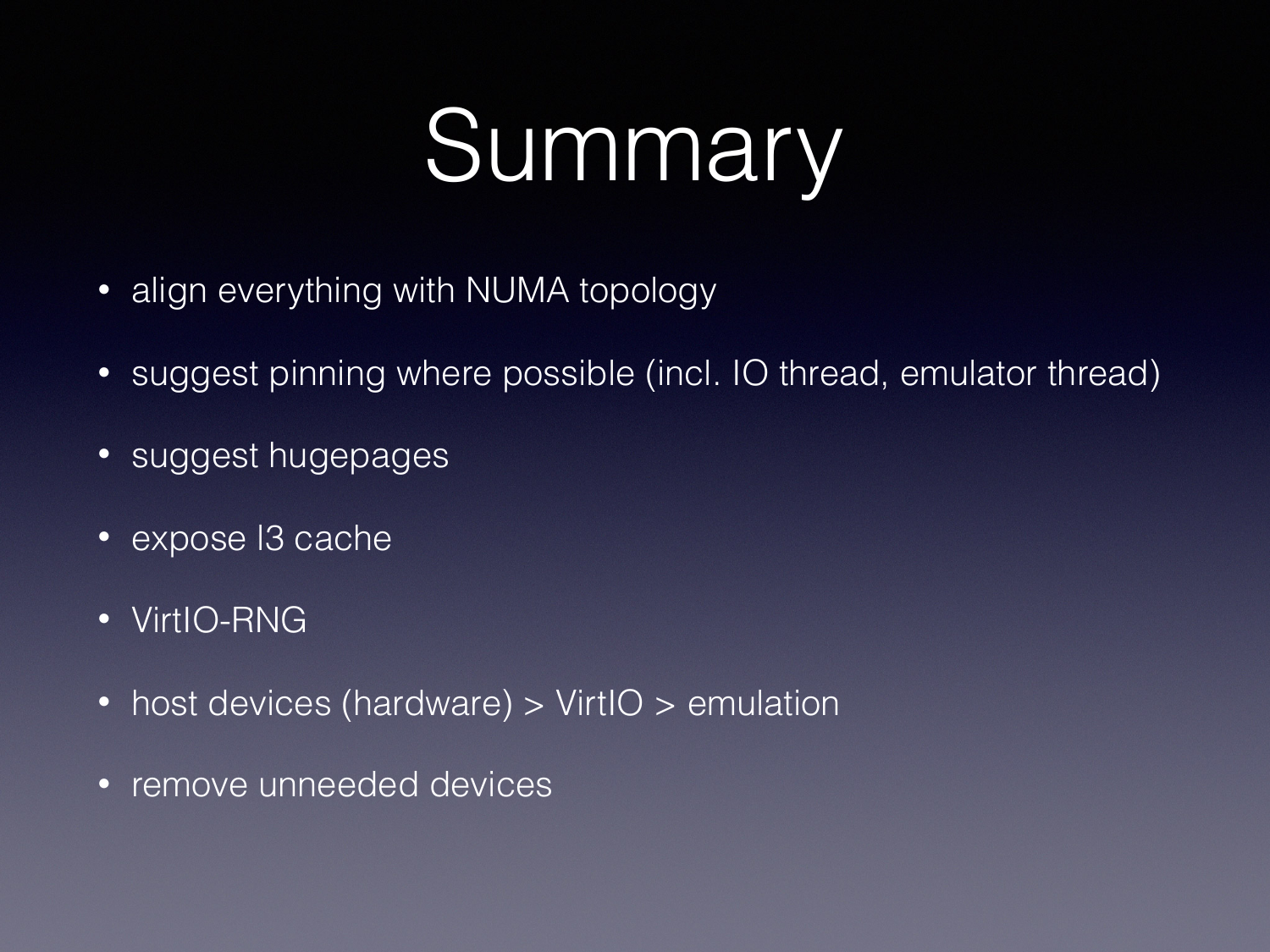# Summary

- align everything with NUMA topology
- suggest pinning where possible (incl. IO thread, emulator thread)
- suggest hugepages
- expose l3 cache
- VirtIO-RNG
- host devices (hardware) > VirtIO > emulation
- remove unneeded devices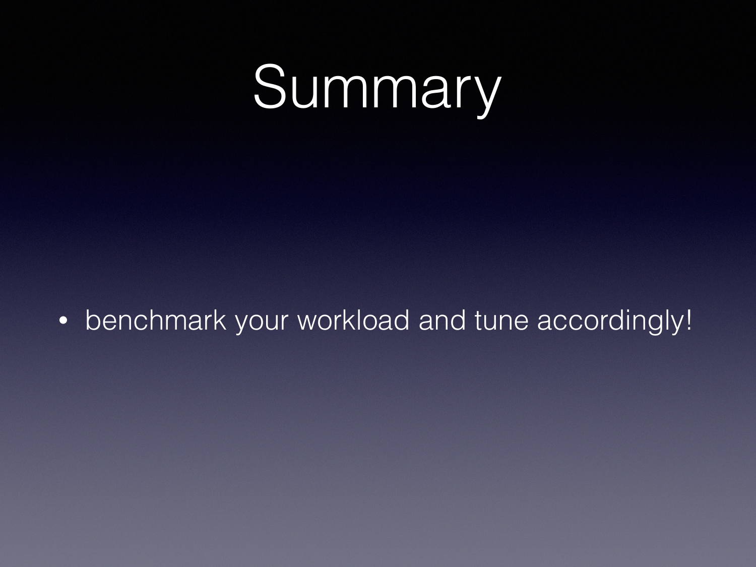# Summary

- benchmark your workload and tune accordingly!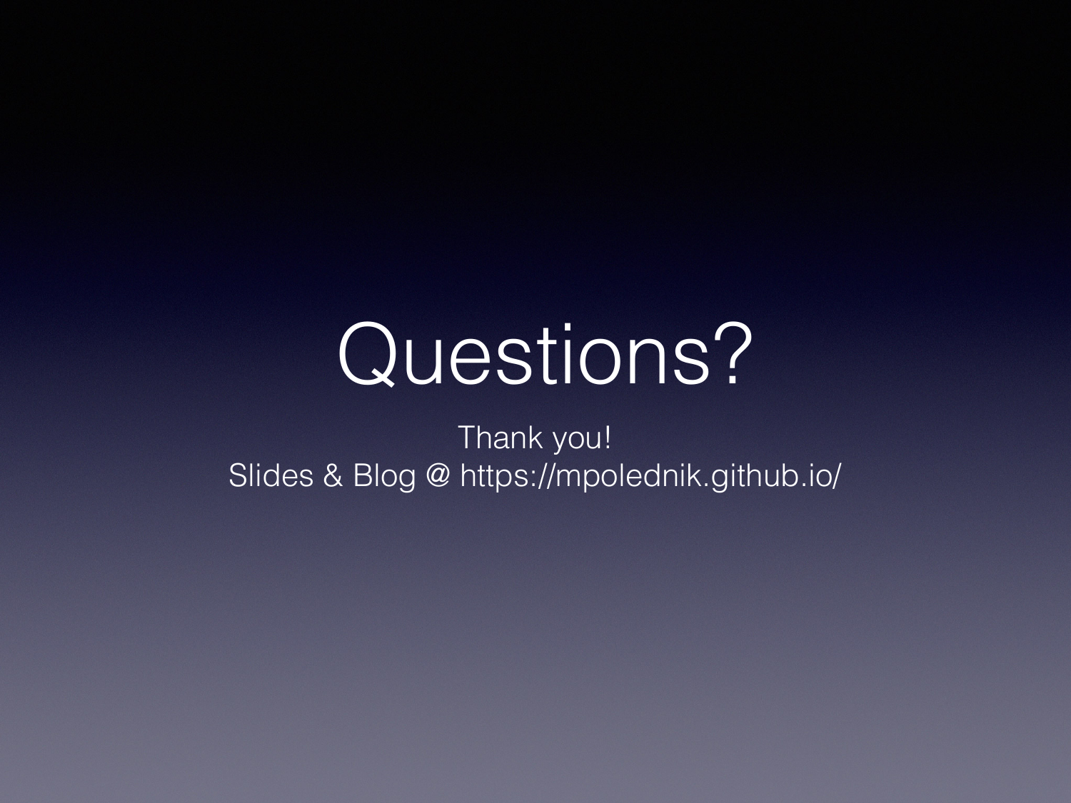# Questions?

Thank you!
Slides & Blog @ https://mpolednik.github.io/